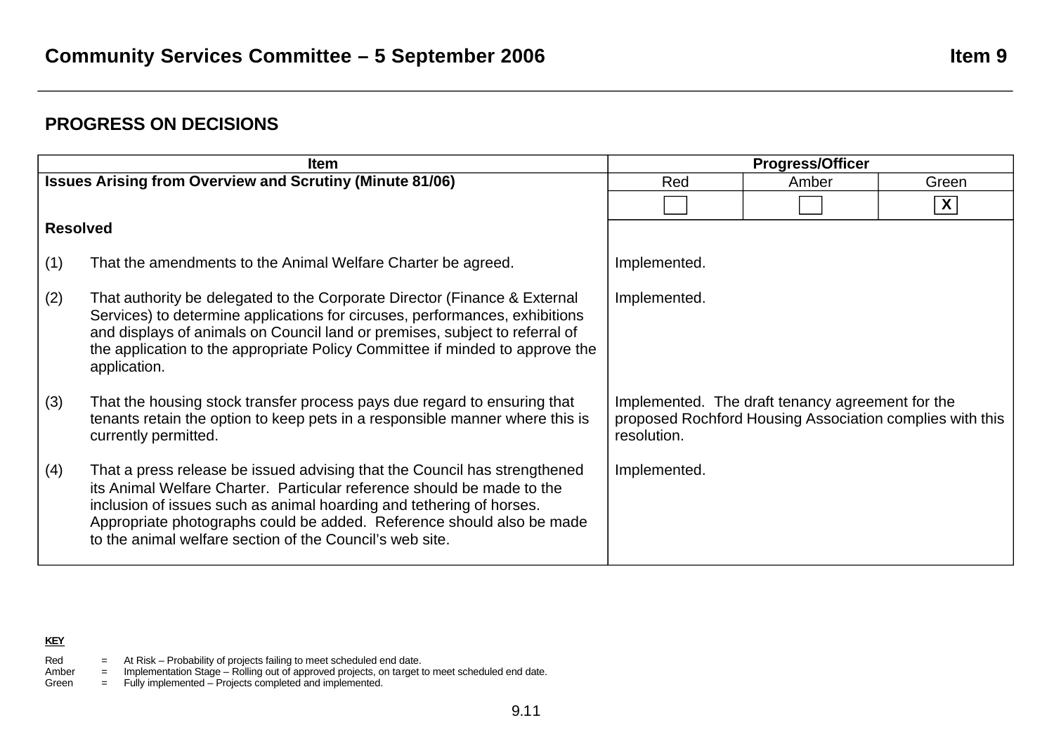# Community Services Committee – 5 September 2006

**Item 9**

## PROGRESS ON DECISIONS

| Item | Progress/Officer | | |
|---|---|---|---|
| **Issues Arising from Overview and Scrutiny (Minute 81/06)** | Red | Amber | Green |
| | ☐ | ☐ | X |
| **Resolved** | | | |
| (1) That the amendments to the Animal Welfare Charter be agreed. | Implemented. | | |
| (2) That authority be delegated to the Corporate Director (Finance & External Services) to determine applications for circuses, performances, exhibitions and displays of animals on Council land or premises, subject to referral of the application to the appropriate Policy Committee if minded to approve the application. | Implemented. | | |
| (3) That the housing stock transfer process pays due regard to ensuring that tenants retain the option to keep pets in a responsible manner where this is currently permitted. | Implemented. The draft tenancy agreement for the proposed Rochford Housing Association complies with this resolution. | | |
| (4) That a press release be issued advising that the Council has strengthened its Animal Welfare Charter. Particular reference should be made to the inclusion of issues such as animal hoarding and tethering of horses. Appropriate photographs could be added. Reference should also be made to the animal welfare section of the Council's web site. | Implemented. | | |

**KEY**

Red = At Risk – Probability of projects failing to meet scheduled end date.
Amber = Implementation Stage – Rolling out of approved projects, on target to meet scheduled end date.
Green = Fully implemented – Projects completed and implemented.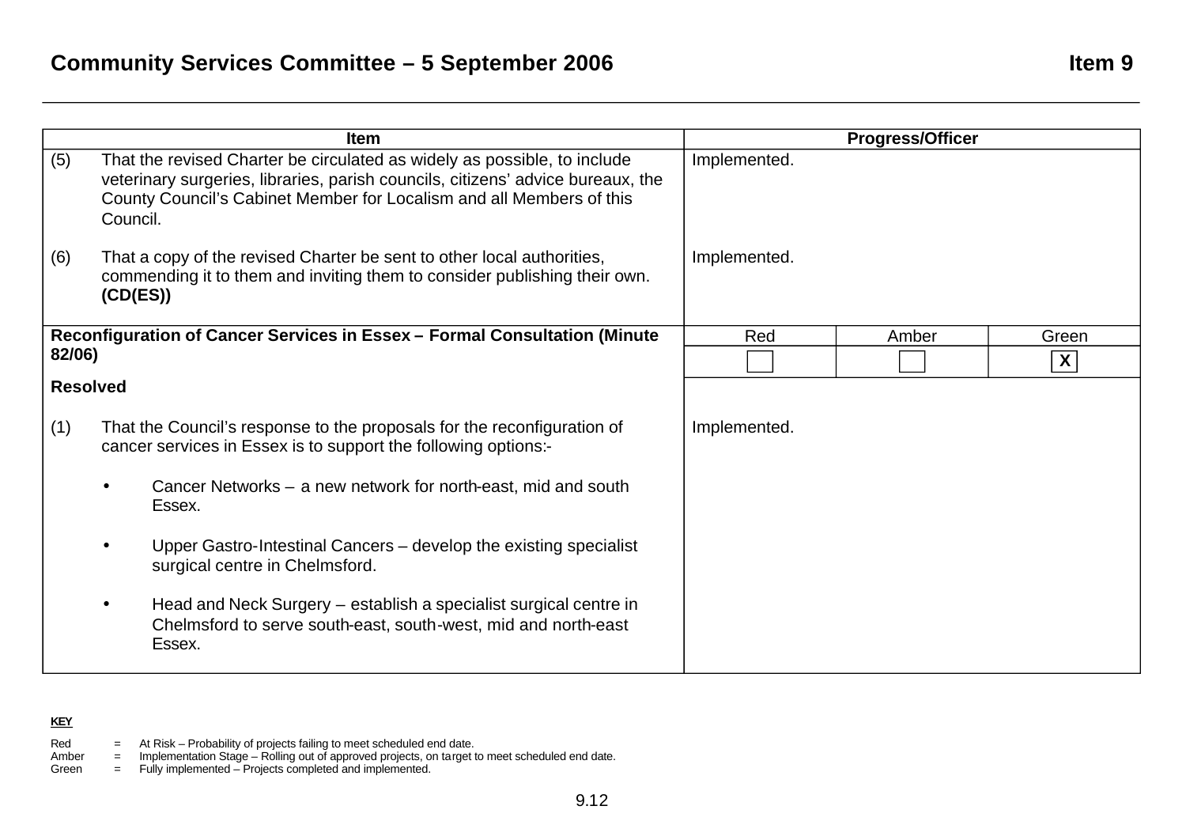## Community Services Committee – 5 September 2006

**Item 9**

| Item | Progress/Officer | | |
|---|---|---|---|
| (5) That the revised Charter be circulated as widely as possible, to include veterinary surgeries, libraries, parish councils, citizens' advice bureaux, the County Council's Cabinet Member for Localism and all Members of this Council.<br><br>(6) That a copy of the revised Charter be sent to other local authorities, commending it to them and inviting them to consider publishing their own. **(CD(ES))** | Implemented.<br><br>Implemented. | | |
| **Reconfiguration of Cancer Services in Essex – Formal Consultation (Minute 82/06)** | Red | Amber | Green |
| | | | X |
| **Resolved**<br><br>(1) That the Council's response to the proposals for the reconfiguration of cancer services in Essex is to support the following options:-<br><br>• Cancer Networks – a new network for north-east, mid and south Essex.<br><br>• Upper Gastro-Intestinal Cancers – develop the existing specialist surgical centre in Chelmsford.<br><br>• Head and Neck Surgery – establish a specialist surgical centre in Chelmsford to serve south-east, south-west, mid and north-east Essex. | Implemented. | | |

**KEY**

Red = At Risk – Probability of projects failing to meet scheduled end date.
Amber = Implementation Stage – Rolling out of approved projects, on target to meet scheduled end date.
Green = Fully implemented – Projects completed and implemented.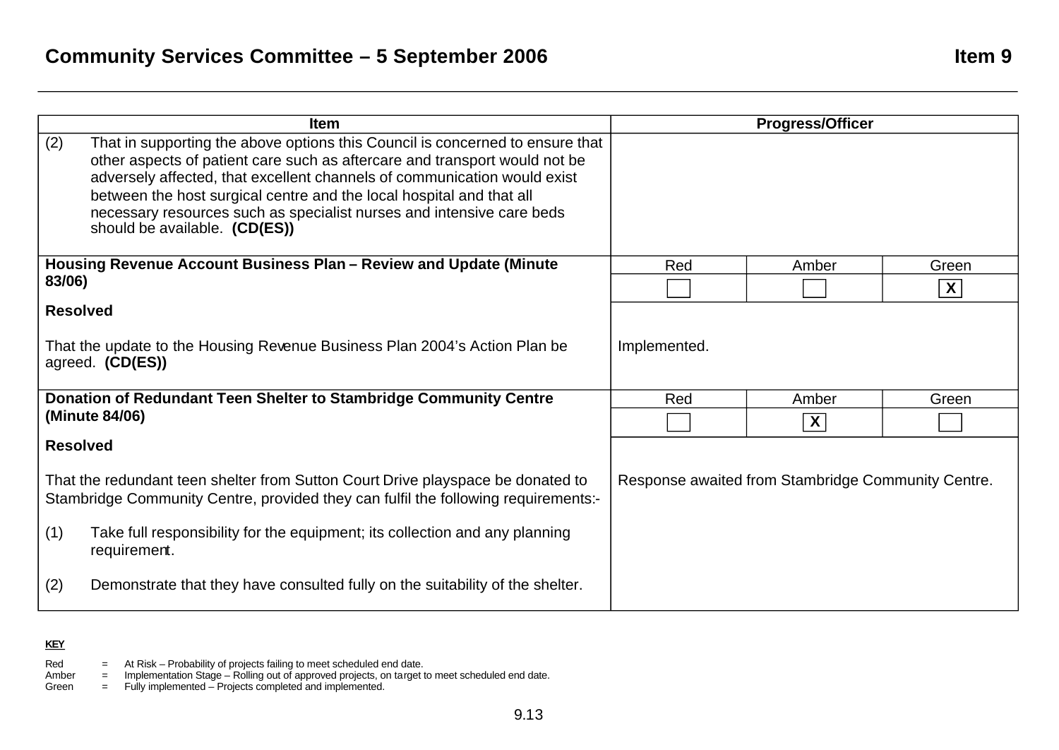## Community Services Committee – 5 September 2006

## Item 9

| Item | Progress/Officer | | |
|---|---|---|---|
| (2) That in supporting the above options this Council is concerned to ensure that other aspects of patient care such as aftercare and transport would not be adversely affected, that excellent channels of communication would exist between the host surgical centre and the local hospital and that all necessary resources such as specialist nurses and intensive care beds should be available. **(CD(ES))** | | | |
| **Housing Revenue Account Business Plan – Review and Update (Minute 83/06)** | Red | Amber | Green |
| | | | X |
| **Resolved**<br><br>That the update to the Housing Revenue Business Plan 2004's Action Plan be agreed. **(CD(ES))** | Implemented. | | |
| **Donation of Redundant Teen Shelter to Stambridge Community Centre (Minute 84/06)** | Red | Amber | Green |
| | | X | |
| **Resolved**<br><br>That the redundant teen shelter from Sutton Court Drive playspace be donated to Stambridge Community Centre, provided they can fulfil the following requirements:-<br><br>(1) Take full responsibility for the equipment; its collection and any planning requirement.<br><br>(2) Demonstrate that they have consulted fully on the suitability of the shelter. | Response awaited from Stambridge Community Centre. | | |

**KEY**

Red = At Risk – Probability of projects failing to meet scheduled end date.
Amber = Implementation Stage – Rolling out of approved projects, on target to meet scheduled end date.
Green = Fully implemented – Projects completed and implemented.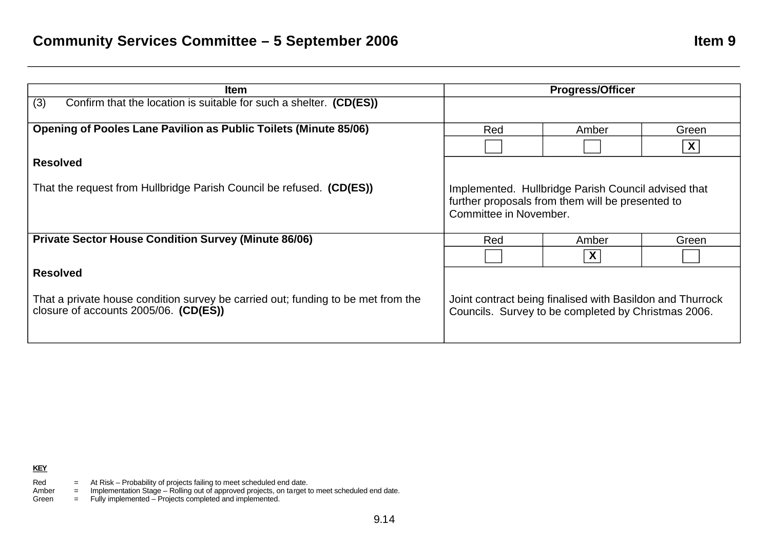## Community Services Committee – 5 September 2006 — Item 9

| Item | Progress/Officer | | |
|---|---|---|---|
| (3) Confirm that the location is suitable for such a shelter. **(CD(ES))** | | | |
| **Opening of Pooles Lane Pavilion as Public Toilets (Minute 85/06)** | Red | Amber | Green |
| | | | X |
| **Resolved**<br><br>That the request from Hullbridge Parish Council be refused. **(CD(ES))** | Implemented. Hullbridge Parish Council advised that further proposals from them will be presented to Committee in November. | | |
| **Private Sector House Condition Survey (Minute 86/06)** | Red | Amber | Green |
| | | X | |
| **Resolved**<br><br>That a private house condition survey be carried out; funding to be met from the closure of accounts 2005/06. **(CD(ES))** | Joint contract being finalised with Basildon and Thurrock Councils. Survey to be completed by Christmas 2006. | | |

**KEY**

Red = At Risk – Probability of projects failing to meet scheduled end date.
Amber = Implementation Stage – Rolling out of approved projects, on target to meet scheduled end date.
Green = Fully implemented – Projects completed and implemented.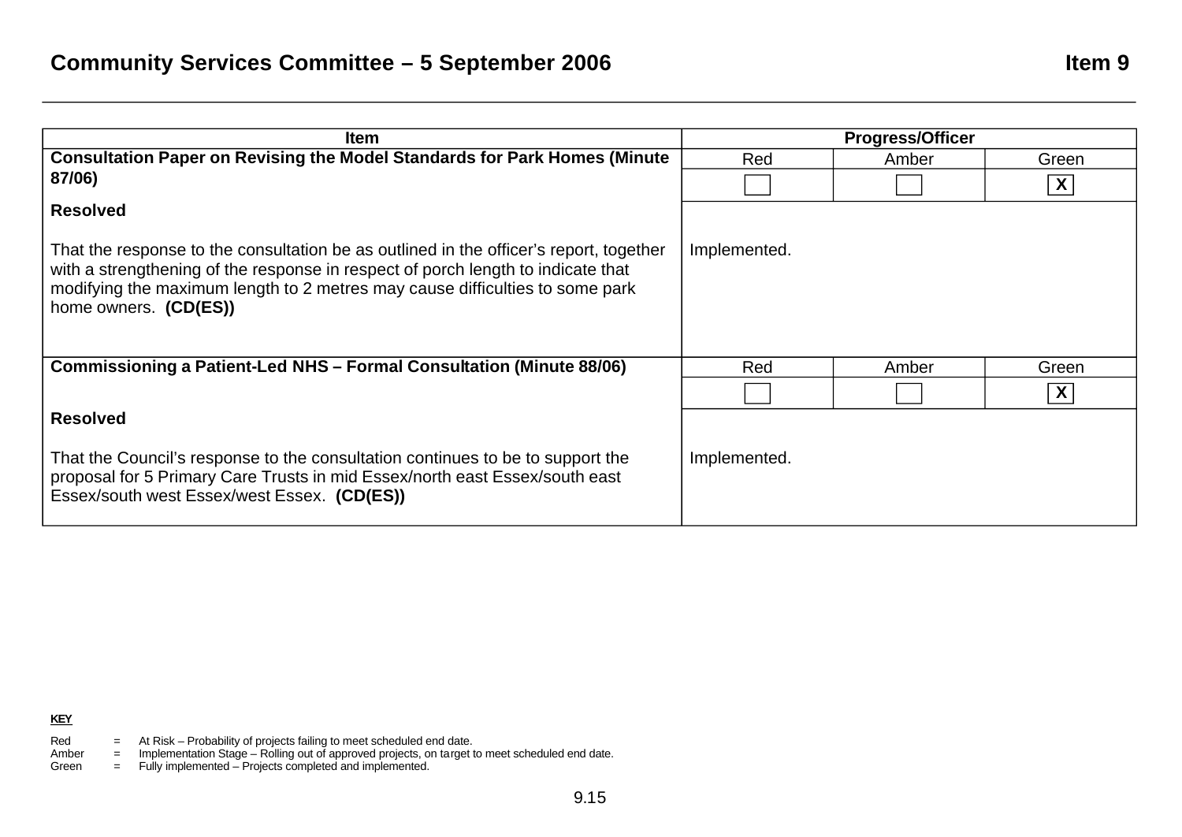## Community Services Committee – 5 September 2006

**Item 9**

| Item | Progress/Officer | | |
|---|---|---|---|
| **Consultation Paper on Revising the Model Standards for Park Homes (Minute 87/06)** | Red | Amber | Green |
| | ☐ | ☐ | X |
| **Resolved**<br><br>That the response to the consultation be as outlined in the officer's report, together with a strengthening of the response in respect of porch length to indicate that modifying the maximum length to 2 metres may cause difficulties to some park home owners. **(CD(ES))** | Implemented. | | |
| **Commissioning a Patient-Led NHS – Formal Consultation (Minute 88/06)** | Red | Amber | Green |
| | ☐ | ☐ | X |
| **Resolved**<br><br>That the Council's response to the consultation continues to be to support the proposal for 5 Primary Care Trusts in mid Essex/north east Essex/south east Essex/south west Essex/west Essex. **(CD(ES))** | Implemented. | | |

**KEY**

Red = At Risk – Probability of projects failing to meet scheduled end date.
Amber = Implementation Stage – Rolling out of approved projects, on target to meet scheduled end date.
Green = Fully implemented – Projects completed and implemented.